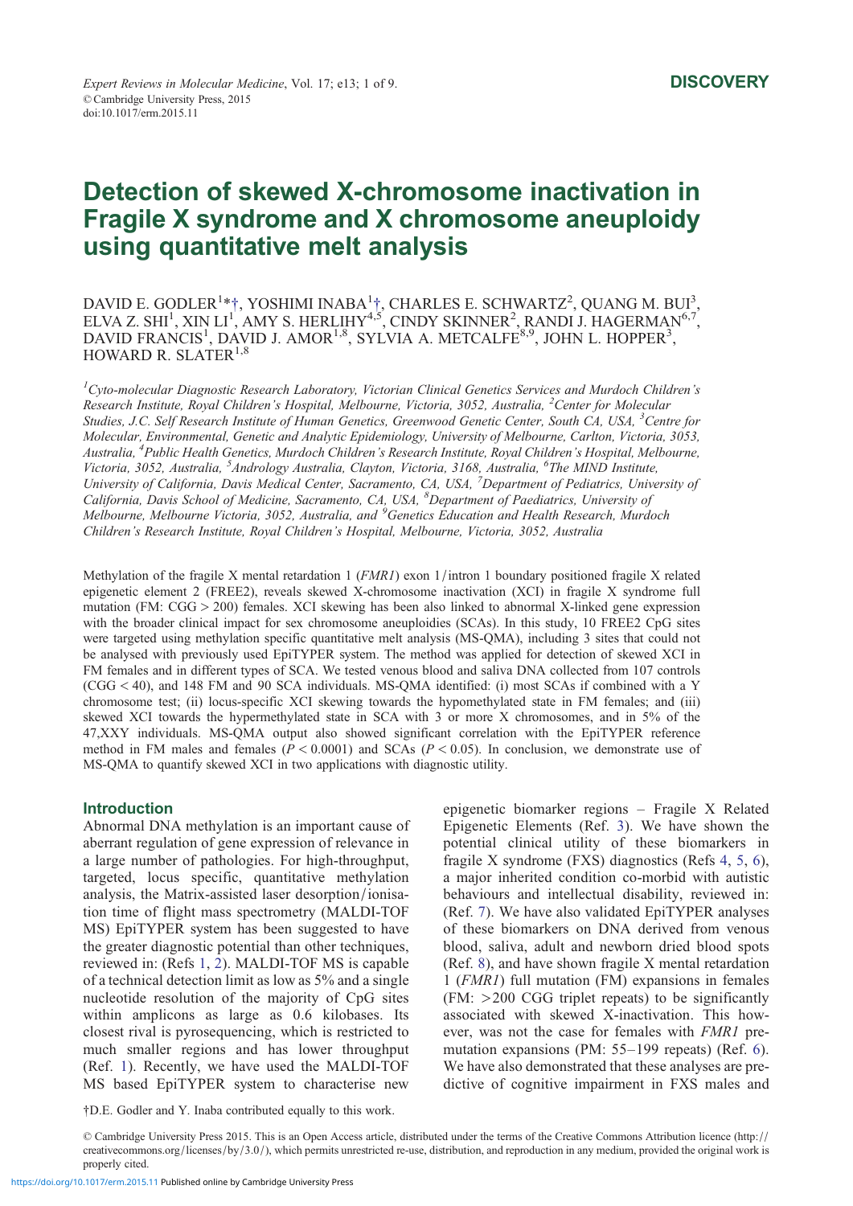**DISCOVERY**

# Detection of skewed X-chromosome inactivation in Fragile X syndrome and X chromosome aneuploidy using quantitative melt analysis

DAVID E. GODLER[1]*†, YOSHIMI INABA[1]†, CHARLES E. SCHWARTZ[2], QUANG M. BUI[3], ELVA Z. SHI[1], XIN LI[1], AMY S. HERLIHY[4,5], CINDY SKINNER[2], RANDI J. HAGERMAN[6,7], DAVID FRANCIS[1], DAVID J. AMOR[1,8], SYLVIA A. METCALFE[8,9], JOHN L. HOPPER[3], HOWARD R. SLATER[1,8]

[1]Cyto-molecular Diagnostic Research Laboratory, Victorian Clinical Genetics Services and Murdoch Children's Research Institute, Royal Children's Hospital, Melbourne, Victoria, 3052, Australia, [2]Center for Molecular Studies, J.C. Self Research Institute of Human Genetics, Greenwood Genetic Center, South CA, USA, [3]Centre for Molecular, Environmental, Genetic and Analytic Epidemiology, University of Melbourne, Carlton, Victoria, 3053, Australia, [4]Public Health Genetics, Murdoch Children's Research Institute, Royal Children's Hospital, Melbourne, Victoria, 3052, Australia, [5]Andrology Australia, Clayton, Victoria, 3168, Australia, [6]The MIND Institute, University of California, Davis Medical Center, Sacramento, CA, USA, [7]Department of Pediatrics, University of California, Davis School of Medicine, Sacramento, CA, USA, [8]Department of Paediatrics, University of Melbourne, Melbourne Victoria, 3052, Australia, and [9]Genetics Education and Health Research, Murdoch Children's Research Institute, Royal Children's Hospital, Melbourne, Victoria, 3052, Australia

Methylation of the fragile X mental retardation 1 (*FMR1*) exon 1/intron 1 boundary positioned fragile X related epigenetic element 2 (FREE2), reveals skewed X-chromosome inactivation (XCI) in fragile X syndrome full mutation (FM: CGG > 200) females. XCI skewing has been also linked to abnormal X-linked gene expression with the broader clinical impact for sex chromosome aneuploidies (SCAs). In this study, 10 FREE2 CpG sites were targeted using methylation specific quantitative melt analysis (MS-QMA), including 3 sites that could not be analysed with previously used EpiTYPER system. The method was applied for detection of skewed XCI in FM females and in different types of SCA. We tested venous blood and saliva DNA collected from 107 controls (CGG < 40), and 148 FM and 90 SCA individuals. MS-QMA identified: (i) most SCAs if combined with a Y chromosome test; (ii) locus-specific XCI skewing towards the hypomethylated state in FM females; and (iii) skewed XCI towards the hypermethylated state in SCA with 3 or more X chromosomes, and in 5% of the 47,XXY individuals. MS-QMA output also showed significant correlation with the EpiTYPER reference method in FM males and females ($P < 0.0001$) and SCAs ($P < 0.05$). In conclusion, we demonstrate use of MS-QMA to quantify skewed XCI in two applications with diagnostic utility.

## Introduction

Abnormal DNA methylation is an important cause of aberrant regulation of gene expression of relevance in a large number of pathologies. For high-throughput, targeted, locus specific, quantitative methylation analysis, the Matrix-assisted laser desorption/ionisation time of flight mass spectrometry (MALDI-TOF MS) EpiTYPER system has been suggested to have the greater diagnostic potential than other techniques, reviewed in: (Refs 1, 2). MALDI-TOF MS is capable of a technical detection limit as low as 5% and a single nucleotide resolution of the majority of CpG sites within amplicons as large as 0.6 kilobases. Its closest rival is pyrosequencing, which is restricted to much smaller regions and has lower throughput (Ref. 1). Recently, we have used the MALDI-TOF MS based EpiTYPER system to characterise new epigenetic biomarker regions – Fragile X Related Epigenetic Elements (Ref. 3). We have shown the potential clinical utility of these biomarkers in fragile X syndrome (FXS) diagnostics (Refs 4, 5, 6), a major inherited condition co-morbid with autistic behaviours and intellectual disability, reviewed in: (Ref. 7). We have also validated EpiTYPER analyses of these biomarkers on DNA derived from venous blood, saliva, adult and newborn dried blood spots (Ref. 8), and have shown fragile X mental retardation 1 (*FMR1*) full mutation (FM) expansions in females (FM: >200 CGG triplet repeats) to be significantly associated with skewed X-inactivation. This however, was not the case for females with *FMR1* premutation expansions (PM: 55–199 repeats) (Ref. 6). We have also demonstrated that these analyses are predictive of cognitive impairment in FXS males and

†D.E. Godler and Y. Inaba contributed equally to this work.

© Cambridge University Press 2015. This is an Open Access article, distributed under the terms of the Creative Commons Attribution licence (http://creativecommons.org/licenses/by/3.0/), which permits unrestricted re-use, distribution, and reproduction in any medium, provided the original work is properly cited.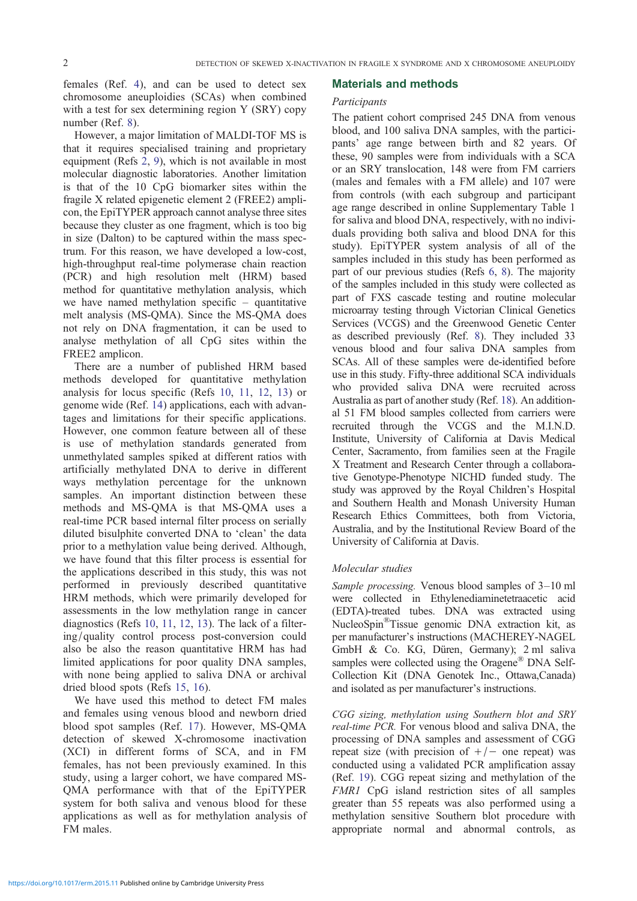females (Ref. 4), and can be used to detect sex chromosome aneuploidies (SCAs) when combined with a test for sex determining region Y (SRY) copy number (Ref. 8).

However, a major limitation of MALDI-TOF MS is that it requires specialised training and proprietary equipment (Refs 2, 9), which is not available in most molecular diagnostic laboratories. Another limitation is that of the 10 CpG biomarker sites within the fragile X related epigenetic element 2 (FREE2) amplicon, the EpiTYPER approach cannot analyse three sites because they cluster as one fragment, which is too big in size (Dalton) to be captured within the mass spectrum. For this reason, we have developed a low-cost, high-throughput real-time polymerase chain reaction (PCR) and high resolution melt (HRM) based method for quantitative methylation analysis, which we have named methylation specific – quantitative melt analysis (MS-QMA). Since the MS-QMA does not rely on DNA fragmentation, it can be used to analyse methylation of all CpG sites within the FREE2 amplicon.

There are a number of published HRM based methods developed for quantitative methylation analysis for locus specific (Refs 10, 11, 12, 13) or genome wide (Ref. 14) applications, each with advantages and limitations for their specific applications. However, one common feature between all of these is use of methylation standards generated from unmethylated samples spiked at different ratios with artificially methylated DNA to derive in different ways methylation percentage for the unknown samples. An important distinction between these methods and MS-QMA is that MS-QMA uses a real-time PCR based internal filter process on serially diluted bisulphite converted DNA to 'clean' the data prior to a methylation value being derived. Although, we have found that this filter process is essential for the applications described in this study, this was not performed in previously described quantitative HRM methods, which were primarily developed for assessments in the low methylation range in cancer diagnostics (Refs 10, 11, 12, 13). The lack of a filtering/quality control process post-conversion could also be also the reason quantitative HRM has had limited applications for poor quality DNA samples, with none being applied to saliva DNA or archival dried blood spots (Refs 15, 16).

We have used this method to detect FM males and females using venous blood and newborn dried blood spot samples (Ref. 17). However, MS-QMA detection of skewed X-chromosome inactivation (XCI) in different forms of SCA, and in FM females, has not been previously examined. In this study, using a larger cohort, we have compared MS-QMA performance with that of the EpiTYPER system for both saliva and venous blood for these applications as well as for methylation analysis of FM males.

## Materials and methods

### Participants

The patient cohort comprised 245 DNA from venous blood, and 100 saliva DNA samples, with the participants' age range between birth and 82 years. Of these, 90 samples were from individuals with a SCA or an SRY translocation, 148 were from FM carriers (males and females with a FM allele) and 107 were from controls (with each subgroup and participant age range described in online Supplementary Table 1 for saliva and blood DNA, respectively, with no individuals providing both saliva and blood DNA for this study). EpiTYPER system analysis of all of the samples included in this study has been performed as part of our previous studies (Refs 6, 8). The majority of the samples included in this study were collected as part of FXS cascade testing and routine molecular microarray testing through Victorian Clinical Genetics Services (VCGS) and the Greenwood Genetic Center as described previously (Ref. 8). They included 33 venous blood and four saliva DNA samples from SCAs. All of these samples were de-identified before use in this study. Fifty-three additional SCA individuals who provided saliva DNA were recruited across Australia as part of another study (Ref. 18). An additional 51 FM blood samples collected from carriers were recruited through the VCGS and the M.I.N.D. Institute, University of California at Davis Medical Center, Sacramento, from families seen at the Fragile X Treatment and Research Center through a collaborative Genotype-Phenotype NICHD funded study. The study was approved by the Royal Children's Hospital and Southern Health and Monash University Human Research Ethics Committees, both from Victoria, Australia, and by the Institutional Review Board of the University of California at Davis.

### Molecular studies

*Sample processing.* Venous blood samples of 3–10 ml were collected in Ethylenediaminetetraacetic acid (EDTA)-treated tubes. DNA was extracted using NucleoSpin®Tissue genomic DNA extraction kit, as per manufacturer's instructions (MACHEREY-NAGEL GmbH & Co. KG, Düren, Germany); 2 ml saliva samples were collected using the Oragene® DNA Self-Collection Kit (DNA Genotek Inc., Ottawa,Canada) and isolated as per manufacturer's instructions.

*CGG sizing, methylation using Southern blot and SRY real-time PCR.* For venous blood and saliva DNA, the processing of DNA samples and assessment of CGG repeat size (with precision of +/− one repeat) was conducted using a validated PCR amplification assay (Ref. 19). CGG repeat sizing and methylation of the *FMR1* CpG island restriction sites of all samples greater than 55 repeats was also performed using a methylation sensitive Southern blot procedure with appropriate normal and abnormal controls, as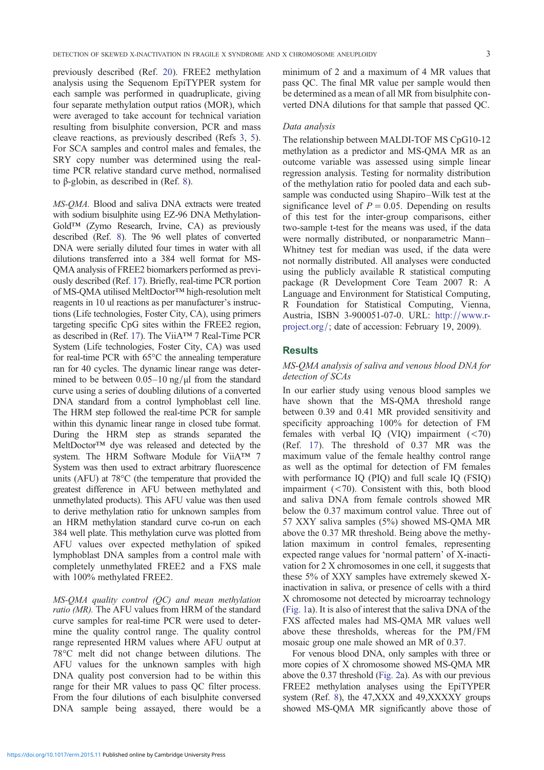previously described (Ref. 20). FREE2 methylation analysis using the Sequenom EpiTYPER system for each sample was performed in quadruplicate, giving four separate methylation output ratios (MOR), which were averaged to take account for technical variation resulting from bisulphite conversion, PCR and mass cleave reactions, as previously described (Refs 3, 5). For SCA samples and control males and females, the SRY copy number was determined using the real-time PCR relative standard curve method, normalised to β-globin, as described in (Ref. 8).

*MS-QMA.* Blood and saliva DNA extracts were treated with sodium bisulphite using EZ-96 DNA Methylation-Gold™ (Zymo Research, Irvine, CA) as previously described (Ref. 8). The 96 well plates of converted DNA were serially diluted four times in water with all dilutions transferred into a 384 well format for MS-QMA analysis of FREE2 biomarkers performed as previously described (Ref. 17). Briefly, real-time PCR portion of MS-QMA utilised MeltDoctor™ high-resolution melt reagents in 10 ul reactions as per manufacturer's instructions (Life technologies, Foster City, CA), using primers targeting specific CpG sites within the FREE2 region, as described in (Ref. 17). The ViiA™ 7 Real-Time PCR System (Life technologies, Foster City, CA) was used for real-time PCR with 65°C the annealing temperature ran for 40 cycles. The dynamic linear range was determined to be between 0.05–10 ng/μl from the standard curve using a series of doubling dilutions of a converted DNA standard from a control lymphoblast cell line. The HRM step followed the real-time PCR for sample within this dynamic linear range in closed tube format. During the HRM step as strands separated the MeltDoctor™ dye was released and detected by the system. The HRM Software Module for ViiA™ 7 System was then used to extract arbitrary fluorescence units (AFU) at 78°C (the temperature that provided the greatest difference in AFU between methylated and unmethylated products). This AFU value was then used to derive methylation ratio for unknown samples from an HRM methylation standard curve co-run on each 384 well plate. This methylation curve was plotted from AFU values over expected methylation of spiked lymphoblast DNA samples from a control male with completely unmethylated FREE2 and a FXS male with 100% methylated FREE2.

*MS-QMA quality control (QC) and mean methylation ratio (MR).* The AFU values from HRM of the standard curve samples for real-time PCR were used to determine the quality control range. The quality control range represented HRM values where AFU output at 78°C melt did not change between dilutions. The AFU values for the unknown samples with high DNA quality post conversion had to be within this range for their MR values to pass QC filter process. From the four dilutions of each bisulphite converted DNA sample being assayed, there would be a minimum of 2 and a maximum of 4 MR values that pass QC. The final MR value per sample would then be determined as a mean of all MR from bisulphite converted DNA dilutions for that sample that passed QC.

### *Data analysis*

The relationship between MALDI-TOF MS CpG10-12 methylation as a predictor and MS-QMA MR as an outcome variable was assessed using simple linear regression analysis. Testing for normality distribution of the methylation ratio for pooled data and each subsample was conducted using Shapiro–Wilk test at the significance level of $P = 0.05$. Depending on results of this test for the inter-group comparisons, either two-sample t-test for the means was used, if the data were normally distributed, or nonparametric Mann–Whitney test for median was used, if the data were not normally distributed. All analyses were conducted using the publicly available R statistical computing package (R Development Core Team 2007 R: A Language and Environment for Statistical Computing, R Foundation for Statistical Computing, Vienna, Austria, ISBN 3-900051-07-0. URL: http://www.r-project.org/; date of accession: February 19, 2009).

## Results

### *MS-QMA analysis of saliva and venous blood DNA for detection of SCAs*

In our earlier study using venous blood samples we have shown that the MS-QMA threshold range between 0.39 and 0.41 MR provided sensitivity and specificity approaching 100% for detection of FM females with verbal IQ (VIQ) impairment (<70) (Ref. 17). The threshold of 0.37 MR was the maximum value of the female healthy control range as well as the optimal for detection of FM females with performance IQ (PIQ) and full scale IQ (FSIQ) impairment (<70). Consistent with this, both blood and saliva DNA from female controls showed MR below the 0.37 maximum control value. Three out of 57 XXY saliva samples (5%) showed MS-QMA MR above the 0.37 MR threshold. Being above the methylation maximum in control females, representing expected range values for 'normal pattern' of X-inactivation for 2 X chromosomes in one cell, it suggests that these 5% of XXY samples have extremely skewed X-inactivation in saliva, or presence of cells with a third X chromosome not detected by microarray technology (Fig. 1a). It is also of interest that the saliva DNA of the FXS affected males had MS-QMA MR values well above these thresholds, whereas for the PM/FM mosaic group one male showed an MR of 0.37.

For venous blood DNA, only samples with three or more copies of X chromosome showed MS-QMA MR above the 0.37 threshold (Fig. 2a). As with our previous FREE2 methylation analyses using the EpiTYPER system (Ref. 8), the 47,XXX and 49,XXXXY groups showed MS-QMA MR significantly above those of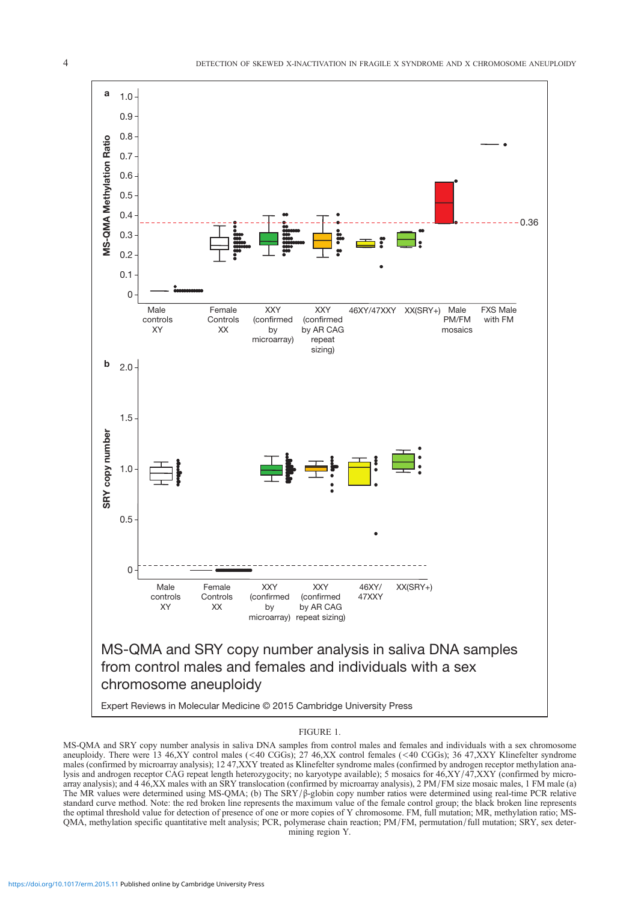FIGURE 1.

MS-QMA and SRY copy number analysis in saliva DNA samples from control males and females and individuals with a sex chromosome aneuploidy. There were 13 46,XY control males (<40 CGGs); 27 46,XX control females (<40 CGGs); 36 47,XXY Klinefelter syndrome males (confirmed by microarray analysis); 12 47,XXY treated as Klinefelter syndrome males (confirmed by androgen receptor methylation analysis and androgen receptor CAG repeat length heterozygosity; no karyotype available); 5 mosaics for 46,XY/47,XXY (confirmed by microarray analysis); and 4 46,XX males with an SRY translocation (confirmed by microarray analysis), 2 PM/FM size mosaic males, 1 FM male (a) The MR values were determined using MS-QMA; (b) The SRY/β-globin copy number ratios were determined using real-time PCR relative standard curve method. Note: the red broken line represents the maximum value of the female control group; the black broken line represents the optimal threshold value for detection of presence of one or more copies of Y chromosome. FM, full mutation; MR, methylation ratio; MS-QMA, methylation specific quantitative melt analysis; PCR, polymerase chain reaction; PM/FM, permutation/full mutation; SRY, sex determining region Y.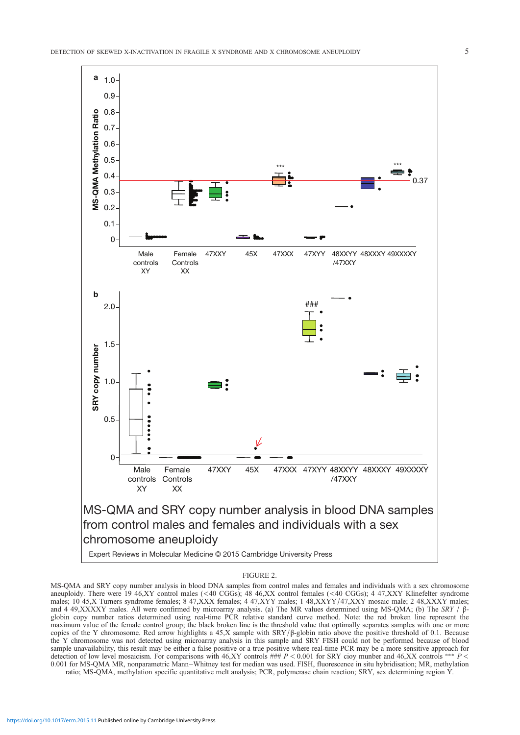FIGURE 2.

MS-QMA and SRY copy number analysis in blood DNA samples from control males and females and individuals with a sex chromosome aneuploidy. There were 19 46,XY control males (<40 CGGs); 48 46,XX control females (<40 CGGs); 4 47,XXY Klinefelter syndrome males; 10 45,X Turners syndrome females; 8 47,XXX females; 4 47,XYY males; 1 48,XXYY/47,XXY mosaic male; 2 48,XXXY males; and 4 49,XXXXY males. All were confirmed by microarray analysis. (a) The MR values determined using MS-QMA; (b) The *SRY* / β-globin copy number ratios determined using real-time PCR relative standard curve method. Note: the red broken line represent the maximum value of the female control group; the black broken line is the threshold value that optimally separates samples with one or more copies of the Y chromosome. Red arrow highlights a 45,X sample with SRY/β-globin ratio above the positive threshold of 0.1. Because the Y chromosome was not detected using microarray analysis in this sample and SRY FISH could not be performed because of blood sample unavailability, this result may be either a false positive or a true positive where real-time PCR may be a more sensitive approach for detection of low level mosaicism. For comparisons with 46,XY controls ### $P < 0.001$ for SRY cioy munber and 46,XX controls *** $P < 0.001$ for MS-QMA MR, nonparametric Mann–Whitney test for median was used. FISH, fluorescence in situ hybridisation; MR, methylation ratio; MS-QMA, methylation specific quantitative melt analysis; PCR, polymerase chain reaction; SRY, sex determining region Y.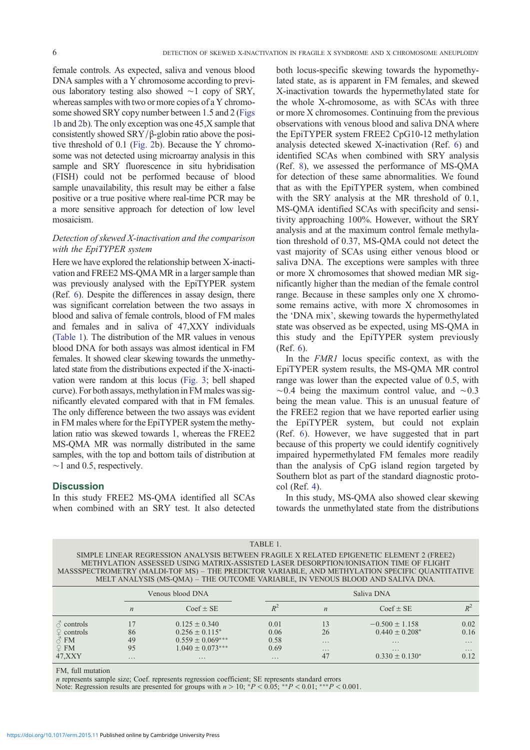female controls. As expected, saliva and venous blood DNA samples with a Y chromosome according to previous laboratory testing also showed ~1 copy of SRY, whereas samples with two or more copies of a Y chromosome showed SRY copy number between 1.5 and 2 (Figs 1b and 2b). The only exception was one 45,X sample that consistently showed SRY/β-globin ratio above the positive threshold of 0.1 (Fig. 2b). Because the Y chromosome was not detected using microarray analysis in this sample and SRY fluorescence in situ hybridisation (FISH) could not be performed because of blood sample unavailability, this result may be either a false positive or a true positive where real-time PCR may be a more sensitive approach for detection of low level mosaicism.

### Detection of skewed X-inactivation and the comparison with the EpiTYPER system

Here we have explored the relationship between X-inactivation and FREE2 MS-QMA MR in a larger sample than was previously analysed with the EpiTYPER system (Ref. 6). Despite the differences in assay design, there was significant correlation between the two assays in blood and saliva of female controls, blood of FM males and females and in saliva of 47,XXY individuals (Table 1). The distribution of the MR values in venous blood DNA for both assays was almost identical in FM females. It showed clear skewing towards the unmethylated state from the distributions expected if the X-inactivation were random at this locus (Fig. 3; bell shaped curve). For both assays, methylation in FM males was significantly elevated compared with that in FM females. The only difference between the two assays was evident in FM males where for the EpiTYPER system the methylation ratio was skewed towards 1, whereas the FREE2 MS-QMA MR was normally distributed in the same samples, with the top and bottom tails of distribution at ~1 and 0.5, respectively.

## Discussion

In this study FREE2 MS-QMA identified all SCAs when combined with an SRY test. It also detected both locus-specific skewing towards the hypomethylated state, as is apparent in FM females, and skewed X-inactivation towards the hypermethylated state for the whole X-chromosome, as with SCAs with three or more X chromosomes. Continuing from the previous observations with venous blood and saliva DNA where the EpiTYPER system FREE2 CpG10-12 methylation analysis detected skewed X-inactivation (Ref. 6) and identified SCAs when combined with SRY analysis (Ref. 8), we assessed the performance of MS-QMA for detection of these same abnormalities. We found that as with the EpiTYPER system, when combined with the SRY analysis at the MR threshold of 0.1, MS-QMA identified SCAs with specificity and sensitivity approaching 100%. However, without the SRY analysis and at the maximum control female methylation threshold of 0.37, MS-QMA could not detect the vast majority of SCAs using either venous blood or saliva DNA. The exceptions were samples with three or more X chromosomes that showed median MR significantly higher than the median of the female control range. Because in these samples only one X chromosome remains active, with more X chromosomes in the 'DNA mix', skewing towards the hypermethylated state was observed as be expected, using MS-QMA in this study and the EpiTYPER system previously (Ref. 6).

In the *FMR1* locus specific context, as with the EpiTYPER system results, the MS-QMA MR control range was lower than the expected value of 0.5, with ~0.4 being the maximum control value, and ~0.3 being the mean value. This is an unusual feature of the FREE2 region that we have reported earlier using the EpiTYPER system, but could not explain (Ref. 6). However, we have suggested that in part because of this property we could identify cognitively impaired hypermethylated FM females more readily than the analysis of CpG island region targeted by Southern blot as part of the standard diagnostic protocol (Ref. 4).

In this study, MS-QMA also showed clear skewing towards the unmethylated state from the distributions

TABLE 1. SIMPLE LINEAR REGRESSION ANALYSIS BETWEEN FRAGILE X RELATED EPIGENETIC ELEMENT 2 (FREE2) METHYLATION ASSESSED USING MATRIX-ASSISTED LASER DESORPTION/IONISATION TIME OF FLIGHT MASSSPECTROMETRY (MALDI-TOF MS) – THE PREDICTOR VARIABLE, AND METHYLATION SPECIFIC QUANTITATIVE MELT ANALYSIS (MS-QMA) – THE OUTCOME VARIABLE, IN VENOUS BLOOD AND SALIVA DNA.

| | Venous blood DNA | | | Saliva DNA | | |
|---|---|---|---|---|---|---|
| | $n$ | Coef ± SE | $R^2$ | $n$ | Coef ± SE | $R^2$ |
| ♂ controls | 17 | 0.125 ± 0.340 | 0.01 | 13 | −0.500 ± 1.158 | 0.02 |
| ♀ controls | 86 | 0.256 ± 0.115* | 0.06 | 26 | 0.440 ± 0.208* | 0.16 |
| ♂ FM | 49 | 0.559 ± 0.069*** | 0.58 | … | … | … |
| ♀ FM | 95 | 1.040 ± 0.073*** | 0.69 | … | … | … |
| 47,XXY | … | … | … | 47 | 0.330 ± 0.130* | 0.12 |

FM, full mutation

$n$ represents sample size; Coef. represents regression coefficient; SE represents standard errors

Note: Regression results are presented for groups with $n > 10$; $^*P < 0.05$; $^{**}P < 0.01$; $^{***}P < 0.001$.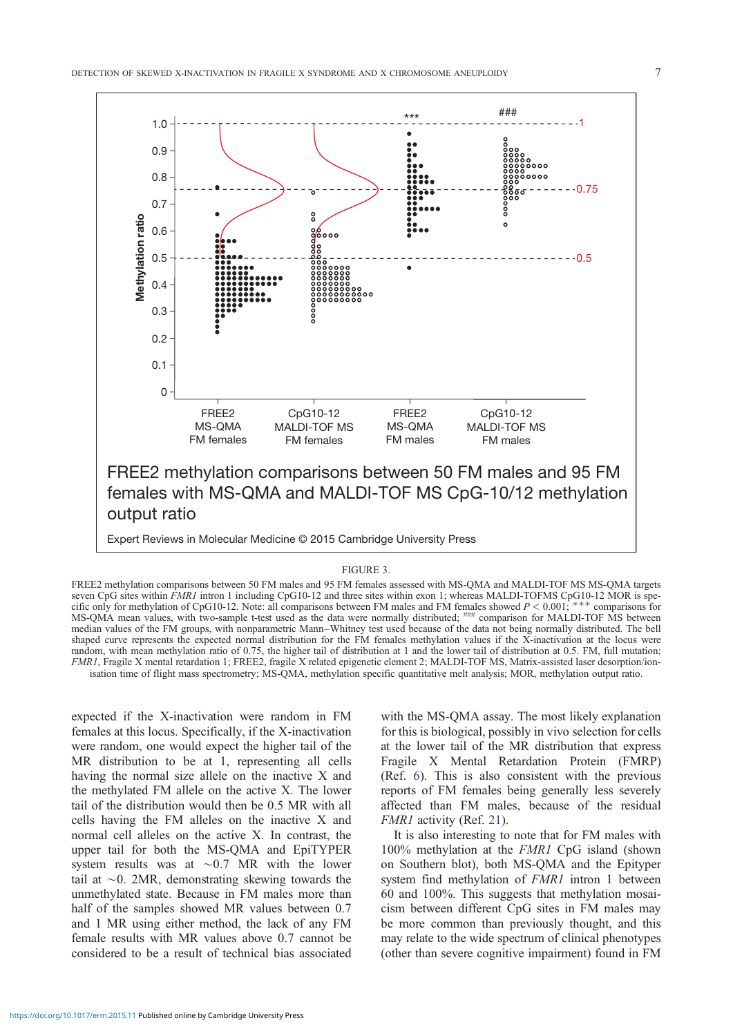FIGURE 3.

FREE2 methylation comparisons between 50 FM males and 95 FM females assessed with MS-QMA and MALDI-TOF MS MS-QMA targets seven CpG sites within *FMR1* intron 1 including CpG10-12 and three sites within exon 1; whereas MALDI-TOFMS CpG10-12 MOR is specific only for methylation of CpG10-12. Note: all comparisons between FM males and FM females showed $P < 0.001$; *** comparisons for MS-QMA mean values, with two-sample t-test used as the data were normally distributed; ### comparison for MALDI-TOF MS between median values of the FM groups, with nonparametric Mann–Whitney test used because of the data not being normally distributed. The bell shaped curve represents the expected normal distribution for the FM females methylation values if the X-inactivation at the locus were random, with mean methylation ratio of 0.75, the higher tail of distribution at 1 and the lower tail of distribution at 0.5. FM, full mutation; *FMR1*, Fragile X mental retardation 1; FREE2, fragile X related epigenetic element 2; MALDI-TOF MS, Matrix-assisted laser desorption/ionisation time of flight mass spectrometry; MS-QMA, methylation specific quantitative melt analysis; MOR, methylation output ratio.

expected if the X-inactivation were random in FM females at this locus. Specifically, if the X-inactivation were random, one would expect the higher tail of the MR distribution to be at 1, representing all cells having the normal size allele on the inactive X and the methylated FM allele on the active X. The lower tail of the distribution would then be 0.5 MR with all cells having the FM alleles on the inactive X and normal cell alleles on the active X. In contrast, the upper tail for both the MS-QMA and EpiTYPER system results was at ~0.7 MR with the lower tail at ~0. 2MR, demonstrating skewing towards the unmethylated state. Because in FM males more than half of the samples showed MR values between 0.7 and 1 MR using either method, the lack of any FM female results with MR values above 0.7 cannot be considered to be a result of technical bias associated with the MS-QMA assay. The most likely explanation for this is biological, possibly in vivo selection for cells at the lower tail of the MR distribution that express Fragile X Mental Retardation Protein (FMRP) (Ref. 6). This is also consistent with the previous reports of FM females being generally less severely affected than FM males, because of the residual *FMR1* activity (Ref. 21).

It is also interesting to note that for FM males with 100% methylation at the *FMR1* CpG island (shown on Southern blot), both MS-QMA and the Epityper system find methylation of *FMR1* intron 1 between 60 and 100%. This suggests that methylation mosaicism between different CpG sites in FM males may be more common than previously thought, and this may relate to the wide spectrum of clinical phenotypes (other than severe cognitive impairment) found in FM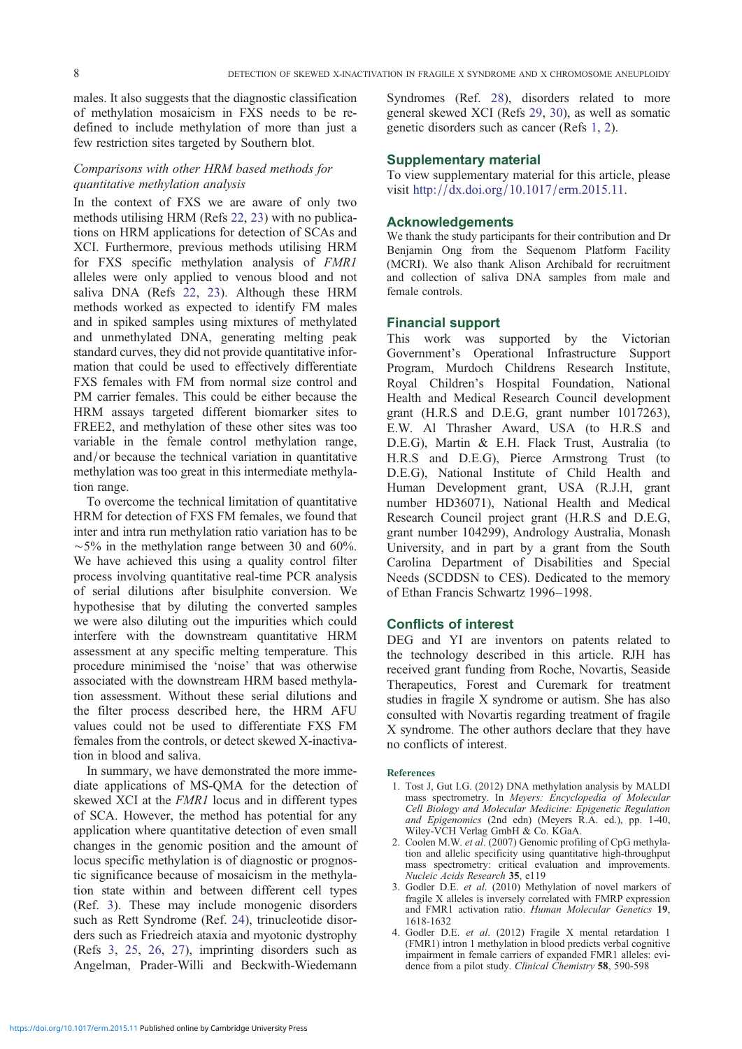males. It also suggests that the diagnostic classification of methylation mosaicism in FXS needs to be re-defined to include methylation of more than just a few restriction sites targeted by Southern blot.

### *Comparisons with other HRM based methods for quantitative methylation analysis*

In the context of FXS we are aware of only two methods utilising HRM (Refs 22, 23) with no publications on HRM applications for detection of SCAs and XCI. Furthermore, previous methods utilising HRM for FXS specific methylation analysis of *FMR1* alleles were only applied to venous blood and not saliva DNA (Refs 22, 23). Although these HRM methods worked as expected to identify FM males and in spiked samples using mixtures of methylated and unmethylated DNA, generating melting peak standard curves, they did not provide quantitative information that could be used to effectively differentiate FXS females with FM from normal size control and PM carrier females. This could be either because the HRM assays targeted different biomarker sites to FREE2, and methylation of these other sites was too variable in the female control methylation range, and/or because the technical variation in quantitative methylation was too great in this intermediate methylation range.

To overcome the technical limitation of quantitative HRM for detection of FXS FM females, we found that inter and intra run methylation ratio variation has to be ~5% in the methylation range between 30 and 60%. We have achieved this using a quality control filter process involving quantitative real-time PCR analysis of serial dilutions after bisulphite conversion. We hypothesise that by diluting the converted samples we were also diluting out the impurities which could interfere with the downstream quantitative HRM assessment at any specific melting temperature. This procedure minimised the 'noise' that was otherwise associated with the downstream HRM based methylation assessment. Without these serial dilutions and the filter process described here, the HRM AFU values could not be used to differentiate FXS FM females from the controls, or detect skewed X-inactivation in blood and saliva.

In summary, we have demonstrated the more immediate applications of MS-QMA for the detection of skewed XCI at the *FMR1* locus and in different types of SCA. However, the method has potential for any application where quantitative detection of even small changes in the genomic position and the amount of locus specific methylation is of diagnostic or prognostic significance because of mosaicism in the methylation state within and between different cell types (Ref. 3). These may include monogenic disorders such as Rett Syndrome (Ref. 24), trinucleotide disorders such as Friedreich ataxia and myotonic dystrophy (Refs 3, 25, 26, 27), imprinting disorders such as Angelman, Prader-Willi and Beckwith-Wiedemann Syndromes (Ref. 28), disorders related to more general skewed XCI (Refs 29, 30), as well as somatic genetic disorders such as cancer (Refs 1, 2).

## Supplementary material

To view supplementary material for this article, please visit http://dx.doi.org/10.1017/erm.2015.11.

## Acknowledgements

We thank the study participants for their contribution and Dr Benjamin Ong from the Sequenom Platform Facility (MCRI). We also thank Alison Archibald for recruitment and collection of saliva DNA samples from male and female controls.

## Financial support

This work was supported by the Victorian Government's Operational Infrastructure Support Program, Murdoch Childrens Research Institute, Royal Children's Hospital Foundation, National Health and Medical Research Council development grant (H.R.S and D.E.G, grant number 1017263), E.W. Al Thrasher Award, USA (to H.R.S and D.E.G), Martin & E.H. Flack Trust, Australia (to H.R.S and D.E.G), Pierce Armstrong Trust (to D.E.G), National Institute of Child Health and Human Development grant, USA (R.J.H, grant number HD36071), National Health and Medical Research Council project grant (H.R.S and D.E.G, grant number 104299), Andrology Australia, Monash University, and in part by a grant from the South Carolina Department of Disabilities and Special Needs (SCDDSN to CES). Dedicated to the memory of Ethan Francis Schwartz 1996–1998.

## Conflicts of interest

DEG and YI are inventors on patents related to the technology described in this article. RJH has received grant funding from Roche, Novartis, Seaside Therapeutics, Forest and Curemark for treatment studies in fragile X syndrome or autism. She has also consulted with Novartis regarding treatment of fragile X syndrome. The other authors declare that they have no conflicts of interest.

### References

1. Tost J, Gut I.G. (2012) DNA methylation analysis by MALDI mass spectrometry. In *Meyers: Encyclopedia of Molecular Cell Biology and Molecular Medicine: Epigenetic Regulation and Epigenomics* (2nd edn) (Meyers R.A. ed.), pp. 1-40, Wiley-VCH Verlag GmbH & Co. KGaA.
2. Coolen M.W. *et al*. (2007) Genomic profiling of CpG methylation and allelic specificity using quantitative high-throughput mass spectrometry: critical evaluation and improvements. *Nucleic Acids Research* **35**, e119
3. Godler D.E. *et al*. (2010) Methylation of novel markers of fragile X alleles is inversely correlated with FMRP expression and FMR1 activation ratio. *Human Molecular Genetics* **19**, 1618-1632
4. Godler D.E. *et al*. (2012) Fragile X mental retardation 1 (FMR1) intron 1 methylation in blood predicts verbal cognitive impairment in female carriers of expanded FMR1 alleles: evidence from a pilot study. *Clinical Chemistry* **58**, 590-598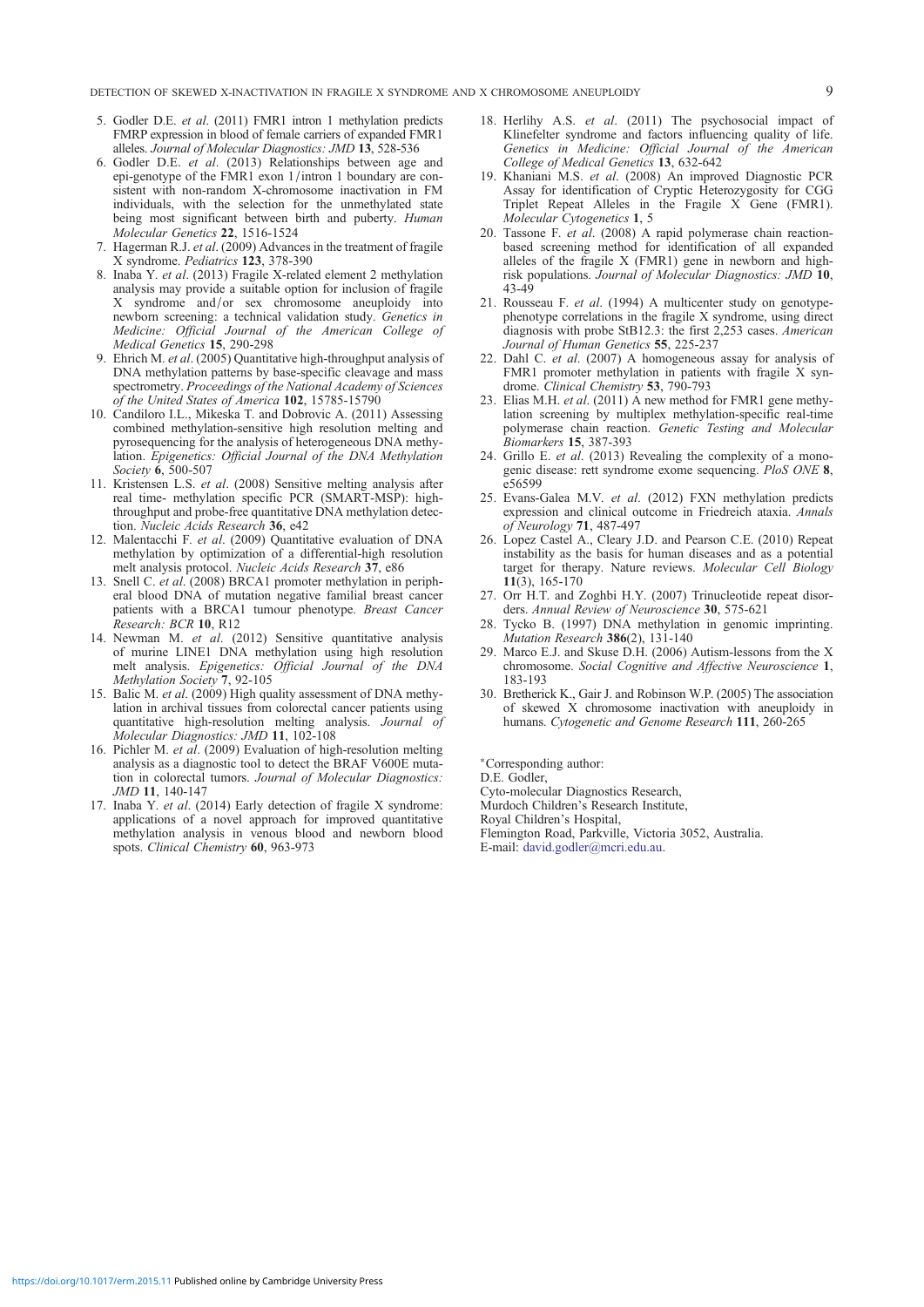5. Godler D.E. *et al*. (2011) FMR1 intron 1 methylation predicts FMRP expression in blood of female carriers of expanded FMR1 alleles. *Journal of Molecular Diagnostics: JMD* **13**, 528-536
6. Godler D.E. *et al*. (2013) Relationships between age and epi-genotype of the FMR1 exon 1/intron 1 boundary are consistent with non-random X-chromosome inactivation in FM individuals, with the selection for the unmethylated state being most significant between birth and puberty. *Human Molecular Genetics* **22**, 1516-1524
7. Hagerman R.J. *et al*. (2009) Advances in the treatment of fragile X syndrome. *Pediatrics* **123**, 378-390
8. Inaba Y. *et al*. (2013) Fragile X-related element 2 methylation analysis may provide a suitable option for inclusion of fragile X syndrome and/or sex chromosome aneuploidy into newborn screening: a technical validation study. *Genetics in Medicine: Official Journal of the American College of Medical Genetics* **15**, 290-298
9. Ehrich M. *et al*. (2005) Quantitative high-throughput analysis of DNA methylation patterns by base-specific cleavage and mass spectrometry. *Proceedings of the National Academy of Sciences of the United States of America* **102**, 15785-15790
10. Candiloro I.L., Mikeska T. and Dobrovic A. (2011) Assessing combined methylation-sensitive high resolution melting and pyrosequencing for the analysis of heterogeneous DNA methylation. *Epigenetics: Official Journal of the DNA Methylation Society* **6**, 500-507
11. Kristensen L.S. *et al*. (2008) Sensitive melting analysis after real time- methylation specific PCR (SMART-MSP): high-throughput and probe-free quantitative DNA methylation detection. *Nucleic Acids Research* **36**, e42
12. Malentacchi F. *et al*. (2009) Quantitative evaluation of DNA methylation by optimization of a differential-high resolution melt analysis protocol. *Nucleic Acids Research* **37**, e86
13. Snell C. *et al*. (2008) BRCA1 promoter methylation in peripheral blood DNA of mutation negative familial breast cancer patients with a BRCA1 tumour phenotype. *Breast Cancer Research: BCR* **10**, R12
14. Newman M. *et al*. (2012) Sensitive quantitative analysis of murine LINE1 DNA methylation using high resolution melt analysis. *Epigenetics: Official Journal of the DNA Methylation Society* **7**, 92-105
15. Balic M. *et al*. (2009) High quality assessment of DNA methylation in archival tissues from colorectal cancer patients using quantitative high-resolution melting analysis. *Journal of Molecular Diagnostics: JMD* **11**, 102-108
16. Pichler M. *et al*. (2009) Evaluation of high-resolution melting analysis as a diagnostic tool to detect the BRAF V600E mutation in colorectal tumors. *Journal of Molecular Diagnostics: JMD* **11**, 140-147
17. Inaba Y. *et al*. (2014) Early detection of fragile X syndrome: applications of a novel approach for improved quantitative methylation analysis in venous blood and newborn blood spots. *Clinical Chemistry* **60**, 963-973
18. Herlihy A.S. *et al*. (2011) The psychosocial impact of Klinefelter syndrome and factors influencing quality of life. *Genetics in Medicine: Official Journal of the American College of Medical Genetics* **13**, 632-642
19. Khaniani M.S. *et al*. (2008) An improved Diagnostic PCR Assay for identification of Cryptic Heterozygosity for CGG Triplet Repeat Alleles in the Fragile X Gene (FMR1). *Molecular Cytogenetics* **1**, 5
20. Tassone F. *et al*. (2008) A rapid polymerase chain reaction-based screening method for identification of all expanded alleles of the fragile X (FMR1) gene in newborn and high-risk populations. *Journal of Molecular Diagnostics: JMD* **10**, 43-49
21. Rousseau F. *et al*. (1994) A multicenter study on genotype-phenotype correlations in the fragile X syndrome, using direct diagnosis with probe StB12.3: the first 2,253 cases. *American Journal of Human Genetics* **55**, 225-237
22. Dahl C. *et al*. (2007) A homogeneous assay for analysis of FMR1 promoter methylation in patients with fragile X syndrome. *Clinical Chemistry* **53**, 790-793
23. Elias M.H. *et al*. (2011) A new method for FMR1 gene methylation screening by multiplex methylation-specific real-time polymerase chain reaction. *Genetic Testing and Molecular Biomarkers* **15**, 387-393
24. Grillo E. *et al*. (2013) Revealing the complexity of a monogenic disease: rett syndrome exome sequencing. *PloS ONE* **8**, e56599
25. Evans-Galea M.V. *et al*. (2012) FXN methylation predicts expression and clinical outcome in Friedreich ataxia. *Annals of Neurology* **71**, 487-497
26. Lopez Castel A., Cleary J.D. and Pearson C.E. (2010) Repeat instability as the basis for human diseases and as a potential target for therapy. Nature reviews. *Molecular Cell Biology* **11**(3), 165-170
27. Orr H.T. and Zoghbi H.Y. (2007) Trinucleotide repeat disorders. *Annual Review of Neuroscience* **30**, 575-621
28. Tycko B. (1997) DNA methylation in genomic imprinting. *Mutation Research* **386**(2), 131-140
29. Marco E.J. and Skuse D.H. (2006) Autism-lessons from the X chromosome. *Social Cognitive and Affective Neuroscience* **1**, 183-193
30. Bretherick K., Gair J. and Robinson W.P. (2005) The association of skewed X chromosome inactivation with aneuploidy in humans. *Cytogenetic and Genome Research* **111**, 260-265

*Corresponding author:
D.E. Godler,
Cyto-molecular Diagnostics Research,
Murdoch Children's Research Institute,
Royal Children's Hospital,
Flemington Road, Parkville, Victoria 3052, Australia.
E-mail: david.godler@mcri.edu.au.

https://doi.org/10.1017/erm.2015.11 Published online by Cambridge University Press